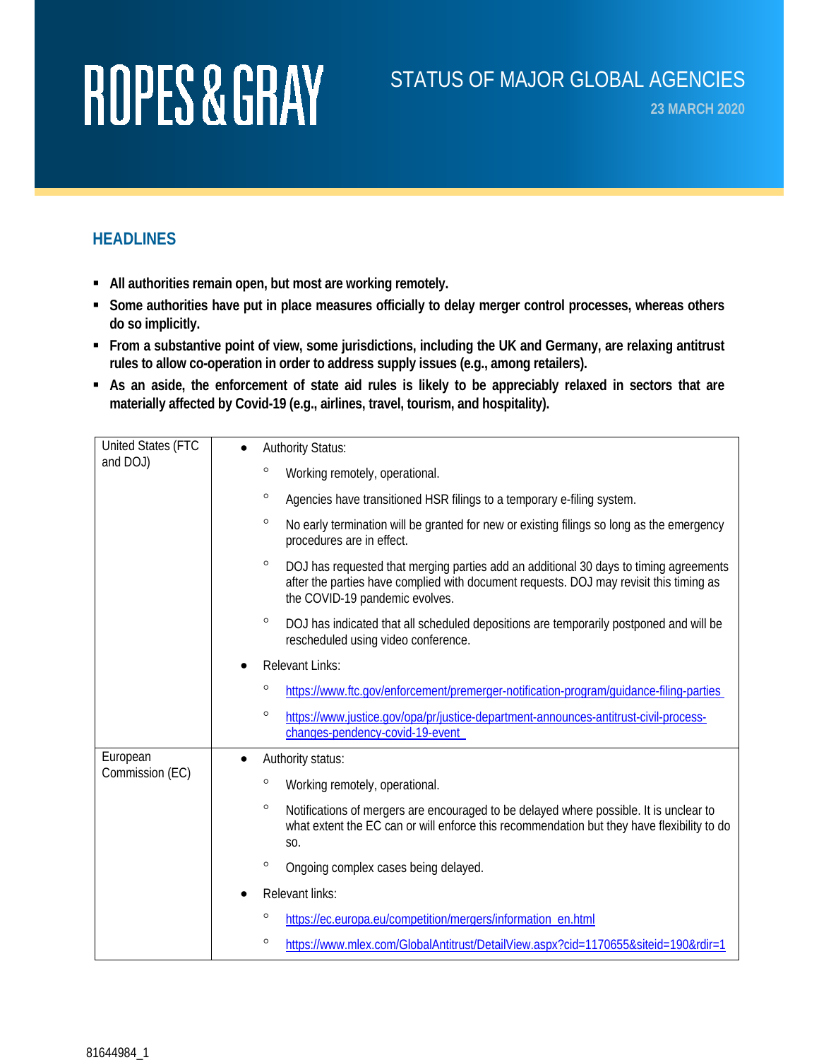ROPES & GRAY

# STATUS OF MAJOR GLOBAL AGENCIES

**23 MARCH 2020**

## HEADLINES

- **All authorities remain open, but most are working remotely.**
- **Some authorities have put in place measures officially to delay merger control processes, whereas others do so implicitly.**
- **From a substantive point of view, some jurisdictions, including the UK and Germany, are relaxing antitrust rules to allow co-operation in order to address supply issues (e.g., among retailers).**
- **As an aside, the enforcement of state aid rules is likely to be appreciably relaxed in sectors that are materially affected by Covid-19 (e.g., airlines, travel, tourism, and hospitality).**

| | |
|---|---|
| United States (FTC and DOJ) | • Authority Status:<br>  ◦ Working remotely, operational.<br>  ◦ Agencies have transitioned HSR filings to a temporary e-filing system.<br>  ◦ No early termination will be granted for new or existing filings so long as the emergency procedures are in effect.<br>  ◦ DOJ has requested that merging parties add an additional 30 days to timing agreements after the parties have complied with document requests. DOJ may revisit this timing as the COVID-19 pandemic evolves.<br>  ◦ DOJ has indicated that all scheduled depositions are temporarily postponed and will be rescheduled using video conference.<br>• Relevant Links:<br>  ◦ https://www.ftc.gov/enforcement/premerger-notification-program/guidance-filing-parties<br>  ◦ https://www.justice.gov/opa/pr/justice-department-announces-antitrust-civil-process-changes-pendency-covid-19-event |
| European Commission (EC) | • Authority status:<br>  ◦ Working remotely, operational.<br>  ◦ Notifications of mergers are encouraged to be delayed where possible. It is unclear to what extent the EC can or will enforce this recommendation but they have flexibility to do so.<br>  ◦ Ongoing complex cases being delayed.<br>• Relevant links:<br>  ◦ https://ec.europa.eu/competition/mergers/information_en.html<br>  ◦ https://www.mlex.com/GlobalAntitrust/DetailView.aspx?cid=1170655&siteid=190&rdir=1 |

81644984_1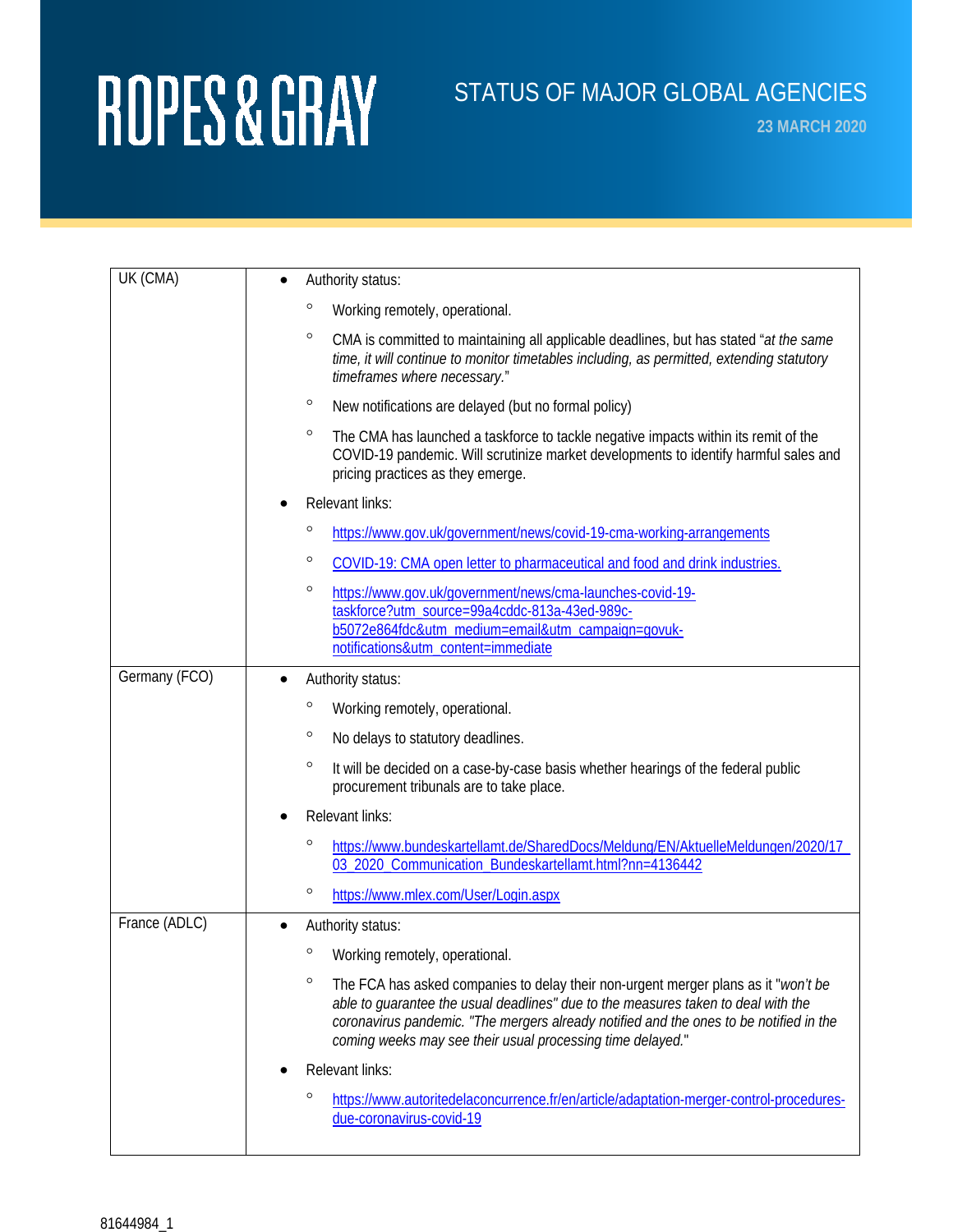# ROPES & GRAY

## STATUS OF MAJOR GLOBAL AGENCIES

**23 MARCH 2020**

| | |
|---|---|
| UK (CMA) | • Authority status:<br>　◦ Working remotely, operational.<br>　◦ CMA is committed to maintaining all applicable deadlines, but has stated "*at the same time, it will continue to monitor timetables including, as permitted, extending statutory timeframes where necessary.*"<br>　◦ New notifications are delayed (but no formal policy)<br>　◦ The CMA has launched a taskforce to tackle negative impacts within its remit of the COVID-19 pandemic. Will scrutinize market developments to identify harmful sales and pricing practices as they emerge.<br>• Relevant links:<br>　◦ https://www.gov.uk/government/news/covid-19-cma-working-arrangements<br>　◦ COVID-19: CMA open letter to pharmaceutical and food and drink industries.<br>　◦ https://www.gov.uk/government/news/cma-launches-covid-19-taskforce?utm_source=99a4cddc-813a-43ed-989c-b5072e864fdc&utm_medium=email&utm_campaign=govuk-notifications&utm_content=immediate |
| Germany (FCO) | • Authority status:<br>　◦ Working remotely, operational.<br>　◦ No delays to statutory deadlines.<br>　◦ It will be decided on a case-by-case basis whether hearings of the federal public procurement tribunals are to take place.<br>• Relevant links:<br>　◦ https://www.bundeskartellamt.de/SharedDocs/Meldung/EN/AktuelleMeldungen/2020/17_03_2020_Communication_Bundeskartellamt.html?nn=4136442<br>　◦ https://www.mlex.com/User/Login.aspx |
| France (ADLC) | • Authority status:<br>　◦ Working remotely, operational.<br>　◦ The FCA has asked companies to delay their non-urgent merger plans as it "*won't be able to guarantee the usual deadlines" due to the measures taken to deal with the coronavirus pandemic. "The mergers already notified and the ones to be notified in the coming weeks may see their usual processing time delayed.*"<br>• Relevant links:<br>　◦ https://www.autoritedelaconcurrence.fr/en/article/adaptation-merger-control-procedures-due-coronavirus-covid-19 |

81644984_1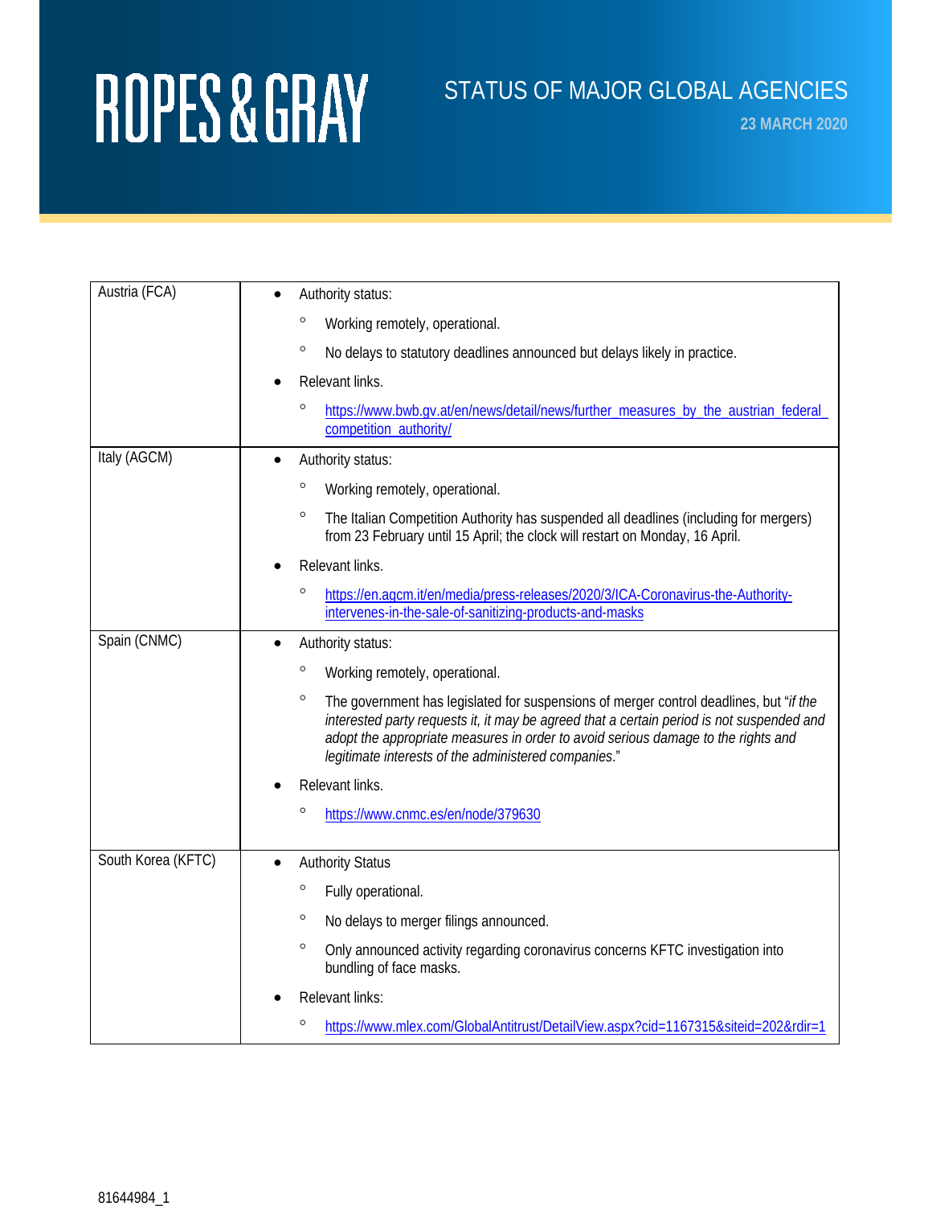# STATUS OF MAJOR GLOBAL AGENCIES

**23 MARCH 2020**

| | |
|---|---|
| Austria (FCA) | • Authority status:<br>  ◦ Working remotely, operational.<br>  ◦ No delays to statutory deadlines announced but delays likely in practice.<br>• Relevant links.<br>  ◦ [https://www.bwb.gv.at/en/news/detail/news/further_measures_by_the_austrian_federal_competition_authority/](https://www.bwb.gv.at/en/news/detail/news/further_measures_by_the_austrian_federal_competition_authority/) |
| Italy (AGCM) | • Authority status:<br>  ◦ Working remotely, operational.<br>  ◦ The Italian Competition Authority has suspended all deadlines (including for mergers) from 23 February until 15 April; the clock will restart on Monday, 16 April.<br>• Relevant links.<br>  ◦ [https://en.agcm.it/en/media/press-releases/2020/3/ICA-Coronavirus-the-Authority-intervenes-in-the-sale-of-sanitizing-products-and-masks](https://en.agcm.it/en/media/press-releases/2020/3/ICA-Coronavirus-the-Authority-intervenes-in-the-sale-of-sanitizing-products-and-masks) |
| Spain (CNMC) | • Authority status:<br>  ◦ Working remotely, operational.<br>  ◦ The government has legislated for suspensions of merger control deadlines, but "*if the interested party requests it, it may be agreed that a certain period is not suspended and adopt the appropriate measures in order to avoid serious damage to the rights and legitimate interests of the administered companies.*"<br>• Relevant links.<br>  ◦ [https://www.cnmc.es/en/node/379630](https://www.cnmc.es/en/node/379630) |
| South Korea (KFTC) | • Authority Status<br>  ◦ Fully operational.<br>  ◦ No delays to merger filings announced.<br>  ◦ Only announced activity regarding coronavirus concerns KFTC investigation into bundling of face masks.<br>• Relevant links:<br>  ◦ [https://www.mlex.com/GlobalAntitrust/DetailView.aspx?cid=1167315&siteid=202&rdir=1](https://www.mlex.com/GlobalAntitrust/DetailView.aspx?cid=1167315&siteid=202&rdir=1) |

81644984_1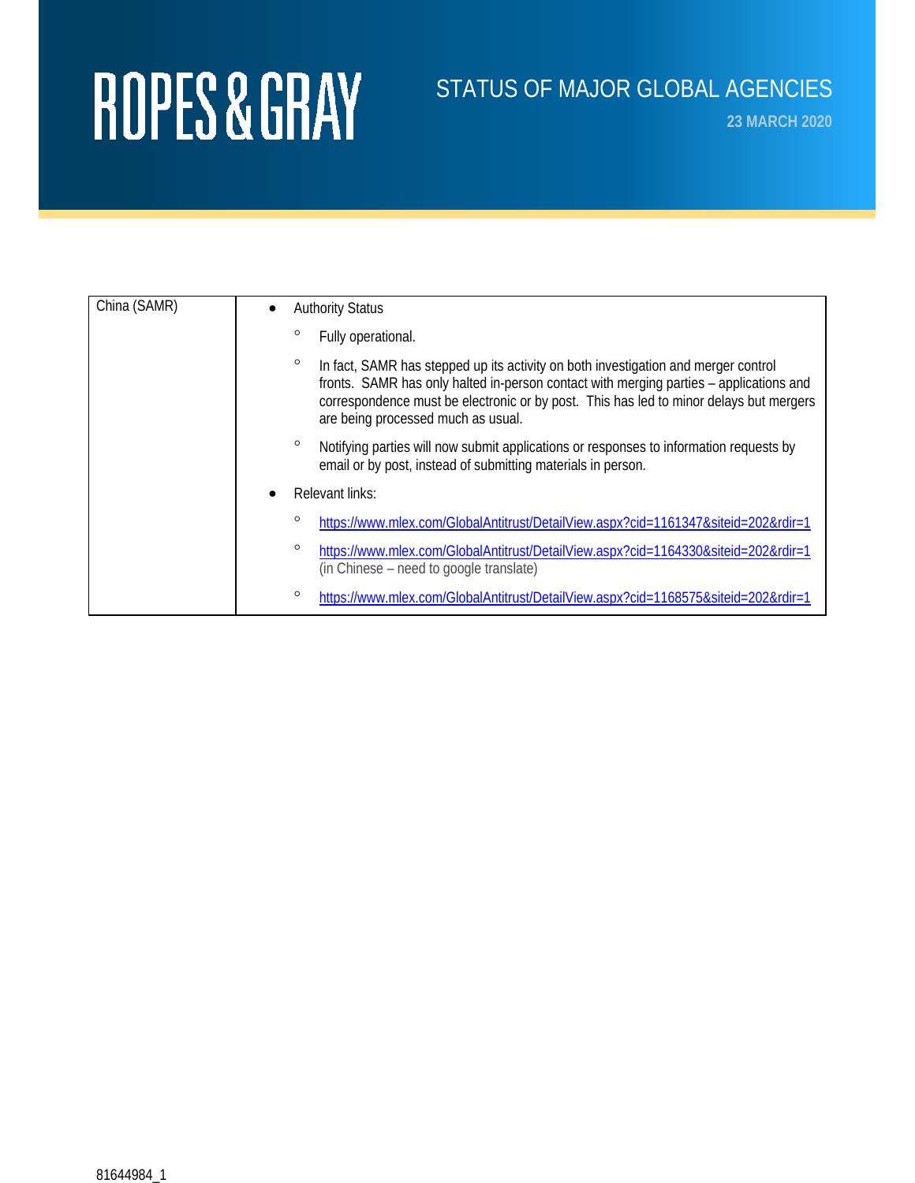# STATUS OF MAJOR GLOBAL AGENCIES

**23 MARCH 2020**

| | |
|---|---|
| China (SAMR) | • Authority Status<br>&nbsp;&nbsp;&nbsp;&nbsp;◦ Fully operational.<br>&nbsp;&nbsp;&nbsp;&nbsp;◦ In fact, SAMR has stepped up its activity on both investigation and merger control fronts. SAMR has only halted in-person contact with merging parties – applications and correspondence must be electronic or by post. This has led to minor delays but mergers are being processed much as usual.<br>&nbsp;&nbsp;&nbsp;&nbsp;◦ Notifying parties will now submit applications or responses to information requests by email or by post, instead of submitting materials in person.<br>• Relevant links:<br>&nbsp;&nbsp;&nbsp;&nbsp;◦ https://www.mlex.com/GlobalAntitrust/DetailView.aspx?cid=1161347&siteid=202&rdir=1<br>&nbsp;&nbsp;&nbsp;&nbsp;◦ https://www.mlex.com/GlobalAntitrust/DetailView.aspx?cid=1164330&siteid=202&rdir=1 (in Chinese – need to google translate)<br>&nbsp;&nbsp;&nbsp;&nbsp;◦ https://www.mlex.com/GlobalAntitrust/DetailView.aspx?cid=1168575&siteid=202&rdir=1 |

81644984_1